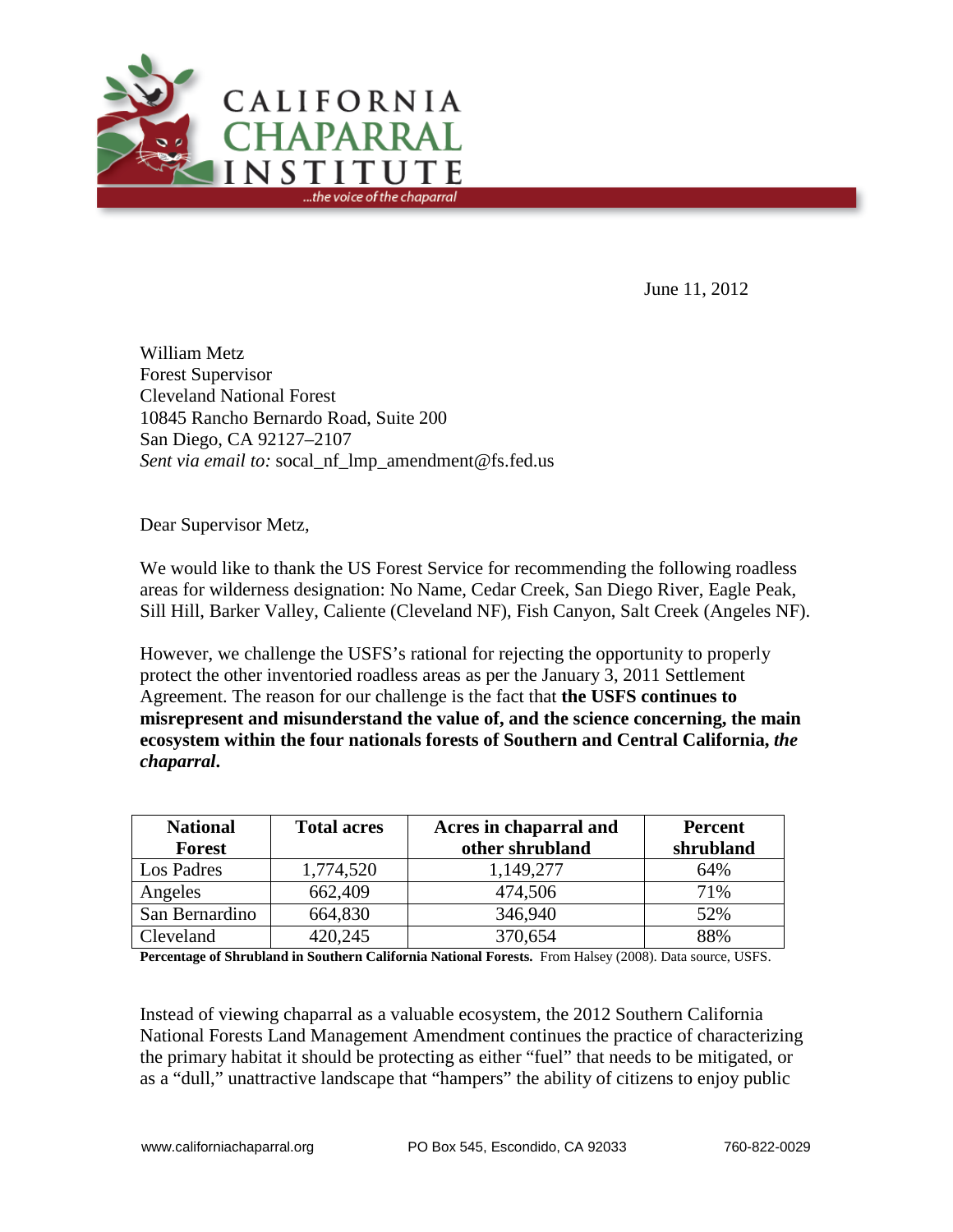# CALIFORNIA CHAPARRAL INSTITUTE

*...the voice of the chaparral*

June 11, 2012

William Metz
Forest Supervisor
Cleveland National Forest
10845 Rancho Bernardo Road, Suite 200
San Diego, CA 92127–2107
*Sent via email to:* socal_nf_lmp_amendment@fs.fed.us

Dear Supervisor Metz,

We would like to thank the US Forest Service for recommending the following roadless areas for wilderness designation: No Name, Cedar Creek, San Diego River, Eagle Peak, Sill Hill, Barker Valley, Caliente (Cleveland NF), Fish Canyon, Salt Creek (Angeles NF).

However, we challenge the USFS's rational for rejecting the opportunity to properly protect the other inventoried roadless areas as per the January 3, 2011 Settlement Agreement. The reason for our challenge is the fact that **the USFS continues to misrepresent and misunderstand the value of, and the science concerning, the main ecosystem within the four nationals forests of Southern and Central California, *the chaparral*.**

| National Forest | Total acres | Acres in chaparral and other shrubland | Percent shrubland |
|---|---|---|---|
| Los Padres | 1,774,520 | 1,149,277 | 64% |
| Angeles | 662,409 | 474,506 | 71% |
| San Bernardino | 664,830 | 346,940 | 52% |
| Cleveland | 420,245 | 370,654 | 88% |

**Percentage of Shrubland in Southern California National Forests.** From Halsey (2008). Data source, USFS.

Instead of viewing chaparral as a valuable ecosystem, the 2012 Southern California National Forests Land Management Amendment continues the practice of characterizing the primary habitat it should be protecting as either "fuel" that needs to be mitigated, or as a "dull," unattractive landscape that "hampers" the ability of citizens to enjoy public

www.californiachaparral.org PO Box 545, Escondido, CA 92033 760-822-0029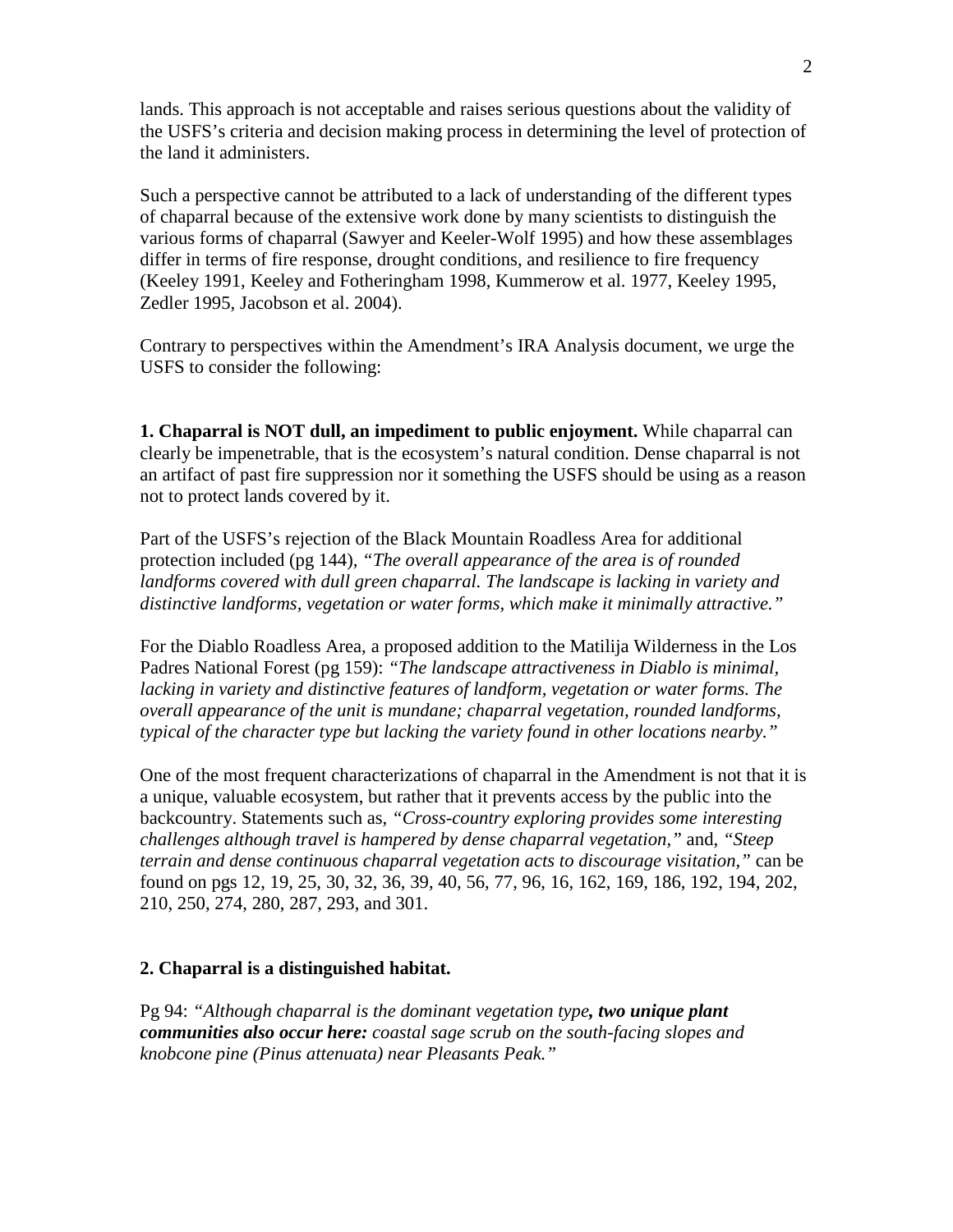lands. This approach is not acceptable and raises serious questions about the validity of the USFS's criteria and decision making process in determining the level of protection of the land it administers.

Such a perspective cannot be attributed to a lack of understanding of the different types of chaparral because of the extensive work done by many scientists to distinguish the various forms of chaparral (Sawyer and Keeler-Wolf 1995) and how these assemblages differ in terms of fire response, drought conditions, and resilience to fire frequency (Keeley 1991, Keeley and Fotheringham 1998, Kummerow et al. 1977, Keeley 1995, Zedler 1995, Jacobson et al. 2004).

Contrary to perspectives within the Amendment's IRA Analysis document, we urge the USFS to consider the following:

**1. Chaparral is NOT dull, an impediment to public enjoyment.** While chaparral can clearly be impenetrable, that is the ecosystem's natural condition. Dense chaparral is not an artifact of past fire suppression nor it something the USFS should be using as a reason not to protect lands covered by it.

Part of the USFS's rejection of the Black Mountain Roadless Area for additional protection included (pg 144), *"The overall appearance of the area is of rounded landforms covered with dull green chaparral. The landscape is lacking in variety and distinctive landforms, vegetation or water forms, which make it minimally attractive."*

For the Diablo Roadless Area, a proposed addition to the Matilija Wilderness in the Los Padres National Forest (pg 159): *"The landscape attractiveness in Diablo is minimal, lacking in variety and distinctive features of landform, vegetation or water forms. The overall appearance of the unit is mundane; chaparral vegetation, rounded landforms, typical of the character type but lacking the variety found in other locations nearby."*

One of the most frequent characterizations of chaparral in the Amendment is not that it is a unique, valuable ecosystem, but rather that it prevents access by the public into the backcountry. Statements such as, *"Cross-country exploring provides some interesting challenges although travel is hampered by dense chaparral vegetation,"* and, *"Steep terrain and dense continuous chaparral vegetation acts to discourage visitation,"* can be found on pgs 12, 19, 25, 30, 32, 36, 39, 40, 56, 77, 96, 16, 162, 169, 186, 192, 194, 202, 210, 250, 274, 280, 287, 293, and 301.

**2. Chaparral is a distinguished habitat.**

Pg 94: *"Although chaparral is the dominant vegetation type**, two unique plant communities also occur here:** coastal sage scrub on the south-facing slopes and knobcone pine (Pinus attenuata) near Pleasants Peak."*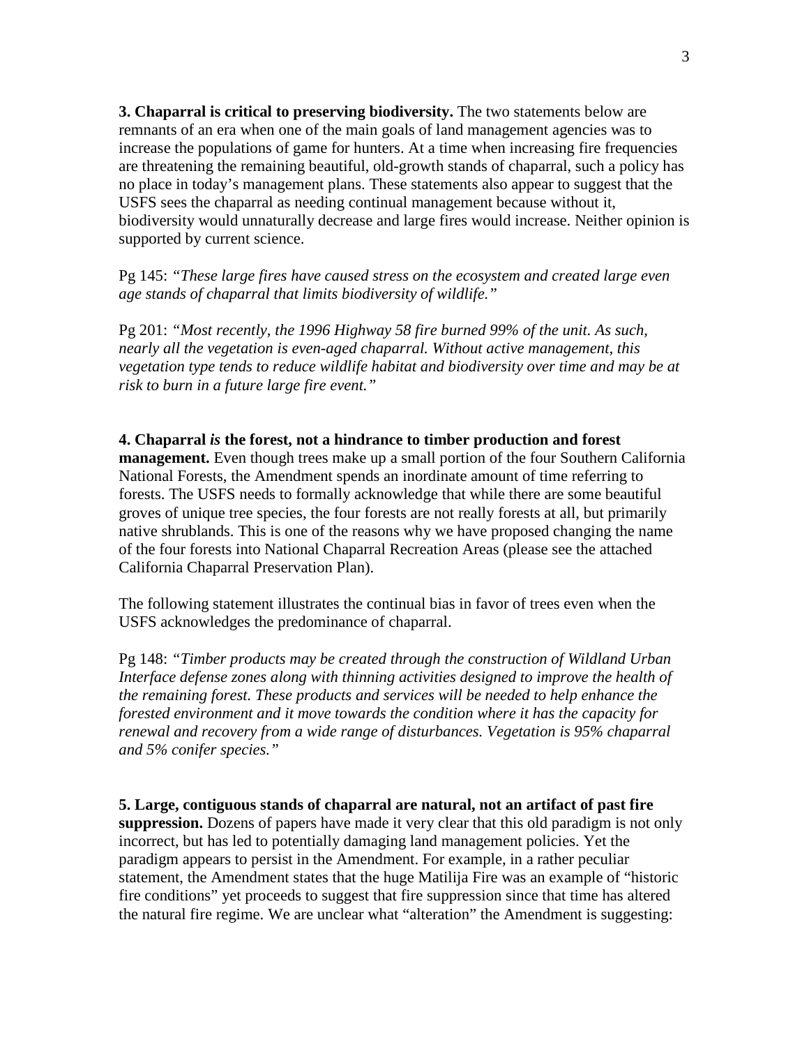**3. Chaparral is critical to preserving biodiversity.** The two statements below are remnants of an era when one of the main goals of land management agencies was to increase the populations of game for hunters. At a time when increasing fire frequencies are threatening the remaining beautiful, old-growth stands of chaparral, such a policy has no place in today's management plans. These statements also appear to suggest that the USFS sees the chaparral as needing continual management because without it, biodiversity would unnaturally decrease and large fires would increase. Neither opinion is supported by current science.

Pg 145: *"These large fires have caused stress on the ecosystem and created large even age stands of chaparral that limits biodiversity of wildlife."*

Pg 201: *"Most recently, the 1996 Highway 58 fire burned 99% of the unit. As such, nearly all the vegetation is even-aged chaparral. Without active management, this vegetation type tends to reduce wildlife habitat and biodiversity over time and may be at risk to burn in a future large fire event."*

**4. Chaparral *is* the forest, not a hindrance to timber production and forest management.** Even though trees make up a small portion of the four Southern California National Forests, the Amendment spends an inordinate amount of time referring to forests. The USFS needs to formally acknowledge that while there are some beautiful groves of unique tree species, the four forests are not really forests at all, but primarily native shrublands. This is one of the reasons why we have proposed changing the name of the four forests into National Chaparral Recreation Areas (please see the attached California Chaparral Preservation Plan).

The following statement illustrates the continual bias in favor of trees even when the USFS acknowledges the predominance of chaparral.

Pg 148: *"Timber products may be created through the construction of Wildland Urban Interface defense zones along with thinning activities designed to improve the health of the remaining forest. These products and services will be needed to help enhance the forested environment and it move towards the condition where it has the capacity for renewal and recovery from a wide range of disturbances. Vegetation is 95% chaparral and 5% conifer species."*

**5. Large, contiguous stands of chaparral are natural, not an artifact of past fire suppression.** Dozens of papers have made it very clear that this old paradigm is not only incorrect, but has led to potentially damaging land management policies. Yet the paradigm appears to persist in the Amendment. For example, in a rather peculiar statement, the Amendment states that the huge Matilija Fire was an example of "historic fire conditions" yet proceeds to suggest that fire suppression since that time has altered the natural fire regime. We are unclear what "alteration" the Amendment is suggesting: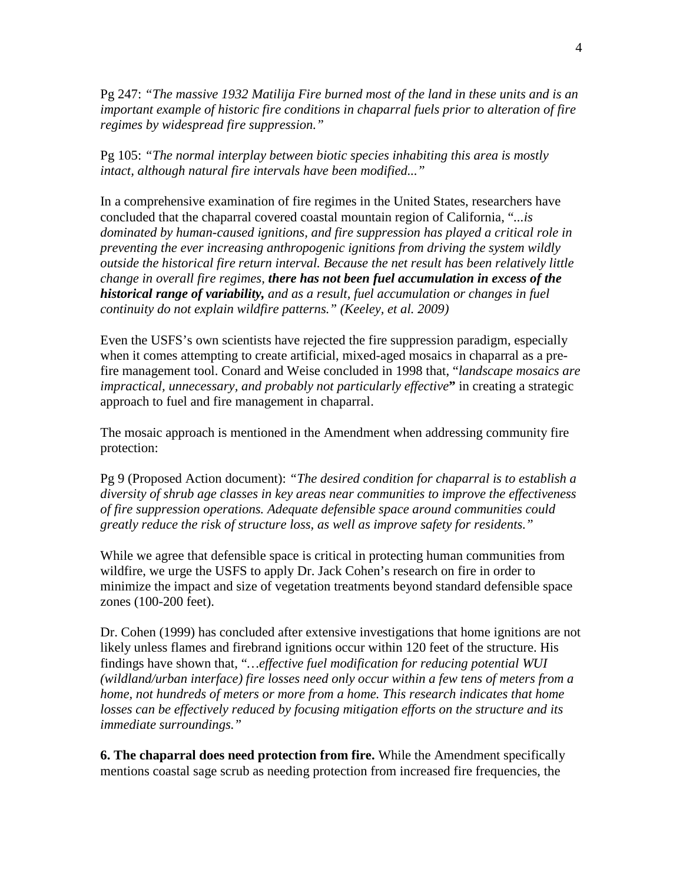Pg 247: *"The massive 1932 Matilija Fire burned most of the land in these units and is an important example of historic fire conditions in chaparral fuels prior to alteration of fire regimes by widespread fire suppression."*

Pg 105: *"The normal interplay between biotic species inhabiting this area is mostly intact, although natural fire intervals have been modified..."*

In a comprehensive examination of fire regimes in the United States, researchers have concluded that the chaparral covered coastal mountain region of California, "*...is dominated by human-caused ignitions, and fire suppression has played a critical role in preventing the ever increasing anthropogenic ignitions from driving the system wildly outside the historical fire return interval. Because the net result has been relatively little change in overall fire regimes, **there has not been fuel accumulation in excess of the historical range of variability,** and as a result, fuel accumulation or changes in fuel continuity do not explain wildfire patterns." (Keeley, et al. 2009)*

Even the USFS's own scientists have rejected the fire suppression paradigm, especially when it comes attempting to create artificial, mixed-aged mosaics in chaparral as a pre-fire management tool. Conard and Weise concluded in 1998 that, "*landscape mosaics are impractical, unnecessary, and probably not particularly effective***"** in creating a strategic approach to fuel and fire management in chaparral.

The mosaic approach is mentioned in the Amendment when addressing community fire protection:

Pg 9 (Proposed Action document): *"The desired condition for chaparral is to establish a diversity of shrub age classes in key areas near communities to improve the effectiveness of fire suppression operations. Adequate defensible space around communities could greatly reduce the risk of structure loss, as well as improve safety for residents."*

While we agree that defensible space is critical in protecting human communities from wildfire, we urge the USFS to apply Dr. Jack Cohen's research on fire in order to minimize the impact and size of vegetation treatments beyond standard defensible space zones (100-200 feet).

Dr. Cohen (1999) has concluded after extensive investigations that home ignitions are not likely unless flames and firebrand ignitions occur within 120 feet of the structure. His findings have shown that, "*…effective fuel modification for reducing potential WUI (wildland/urban interface) fire losses need only occur within a few tens of meters from a home, not hundreds of meters or more from a home. This research indicates that home losses can be effectively reduced by focusing mitigation efforts on the structure and its immediate surroundings."*

**6. The chaparral does need protection from fire.** While the Amendment specifically mentions coastal sage scrub as needing protection from increased fire frequencies, the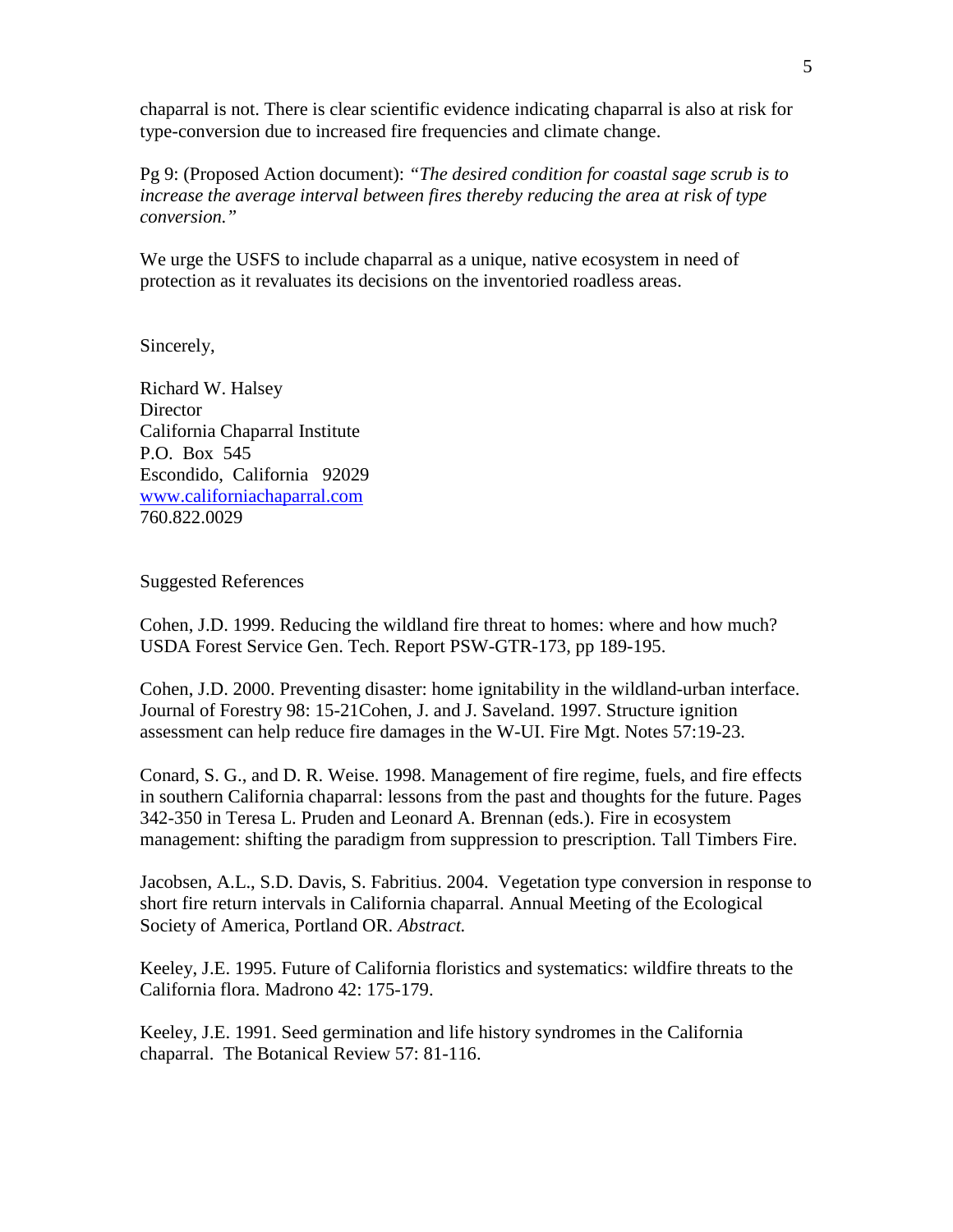chaparral is not. There is clear scientific evidence indicating chaparral is also at risk for type-conversion due to increased fire frequencies and climate change.

Pg 9: (Proposed Action document): *"The desired condition for coastal sage scrub is to increase the average interval between fires thereby reducing the area at risk of type conversion."*

We urge the USFS to include chaparral as a unique, native ecosystem in need of protection as it revaluates its decisions on the inventoried roadless areas.

Sincerely,

Richard W. Halsey  
Director  
California Chaparral Institute  
P.O. Box 545  
Escondido, California 92029  
www.californiachaparral.com  
760.822.0029

Suggested References

Cohen, J.D. 1999. Reducing the wildland fire threat to homes: where and how much? USDA Forest Service Gen. Tech. Report PSW-GTR-173, pp 189-195.

Cohen, J.D. 2000. Preventing disaster: home ignitability in the wildland-urban interface. Journal of Forestry 98: 15-21Cohen, J. and J. Saveland. 1997. Structure ignition assessment can help reduce fire damages in the W-UI. Fire Mgt. Notes 57:19-23.

Conard, S. G., and D. R. Weise. 1998. Management of fire regime, fuels, and fire effects in southern California chaparral: lessons from the past and thoughts for the future. Pages 342-350 in Teresa L. Pruden and Leonard A. Brennan (eds.). Fire in ecosystem management: shifting the paradigm from suppression to prescription. Tall Timbers Fire.

Jacobsen, A.L., S.D. Davis, S. Fabritius. 2004. Vegetation type conversion in response to short fire return intervals in California chaparral. Annual Meeting of the Ecological Society of America, Portland OR. *Abstract.*

Keeley, J.E. 1995. Future of California floristics and systematics: wildfire threats to the California flora. Madrono 42: 175-179.

Keeley, J.E. 1991. Seed germination and life history syndromes in the California chaparral. The Botanical Review 57: 81-116.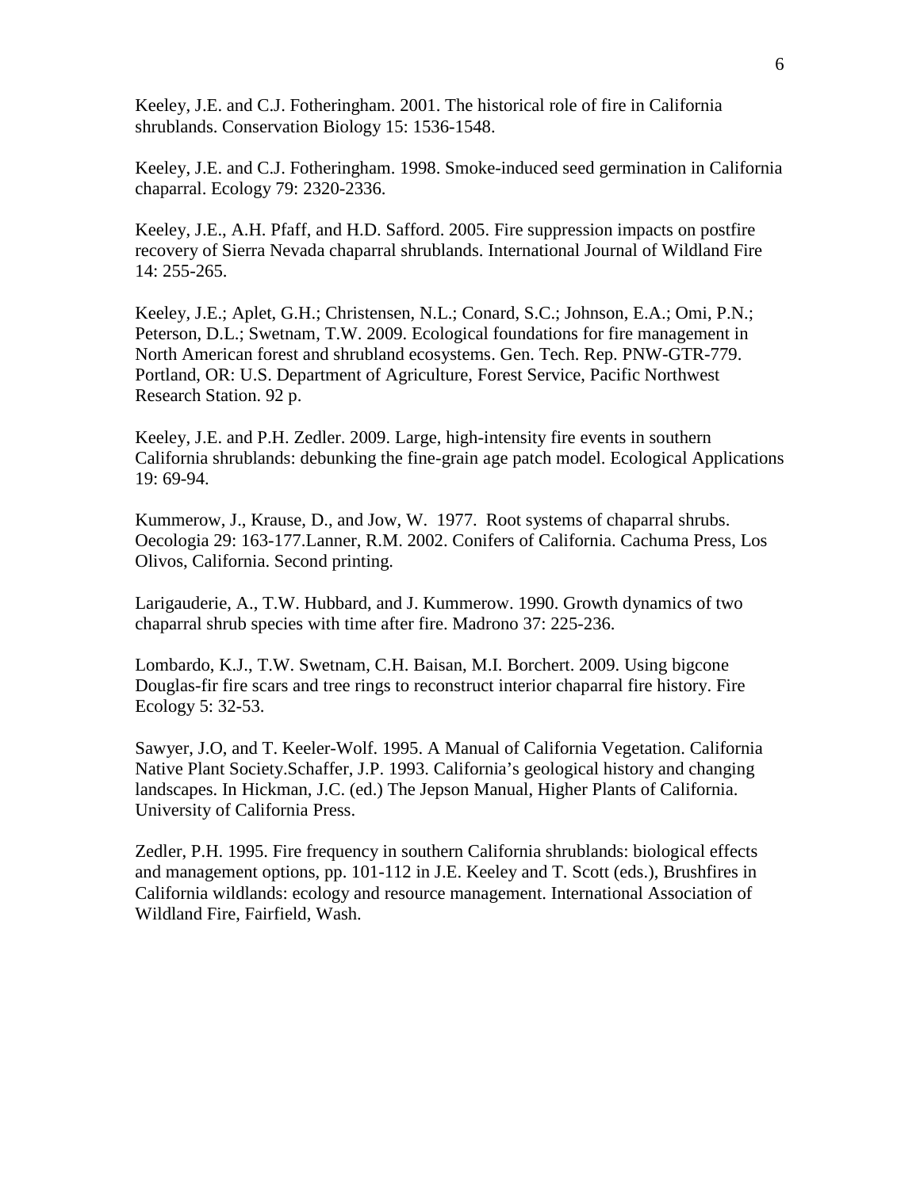Keeley, J.E. and C.J. Fotheringham. 2001. The historical role of fire in California shrublands. Conservation Biology 15: 1536-1548.

Keeley, J.E. and C.J. Fotheringham. 1998. Smoke-induced seed germination in California chaparral. Ecology 79: 2320-2336.

Keeley, J.E., A.H. Pfaff, and H.D. Safford. 2005. Fire suppression impacts on postfire recovery of Sierra Nevada chaparral shrublands. International Journal of Wildland Fire 14: 255-265.

Keeley, J.E.; Aplet, G.H.; Christensen, N.L.; Conard, S.C.; Johnson, E.A.; Omi, P.N.; Peterson, D.L.; Swetnam, T.W. 2009. Ecological foundations for fire management in North American forest and shrubland ecosystems. Gen. Tech. Rep. PNW-GTR-779. Portland, OR: U.S. Department of Agriculture, Forest Service, Pacific Northwest Research Station. 92 p.

Keeley, J.E. and P.H. Zedler. 2009. Large, high-intensity fire events in southern California shrublands: debunking the fine-grain age patch model. Ecological Applications 19: 69-94.

Kummerow, J., Krause, D., and Jow, W. 1977. Root systems of chaparral shrubs. Oecologia 29: 163-177.Lanner, R.M. 2002. Conifers of California. Cachuma Press, Los Olivos, California. Second printing.

Larigauderie, A., T.W. Hubbard, and J. Kummerow. 1990. Growth dynamics of two chaparral shrub species with time after fire. Madrono 37: 225-236.

Lombardo, K.J., T.W. Swetnam, C.H. Baisan, M.I. Borchert. 2009. Using bigcone Douglas-fir fire scars and tree rings to reconstruct interior chaparral fire history. Fire Ecology 5: 32-53.

Sawyer, J.O, and T. Keeler-Wolf. 1995. A Manual of California Vegetation. California Native Plant Society.Schaffer, J.P. 1993. California's geological history and changing landscapes. In Hickman, J.C. (ed.) The Jepson Manual, Higher Plants of California. University of California Press.

Zedler, P.H. 1995. Fire frequency in southern California shrublands: biological effects and management options, pp. 101-112 in J.E. Keeley and T. Scott (eds.), Brushfires in California wildlands: ecology and resource management. International Association of Wildland Fire, Fairfield, Wash.